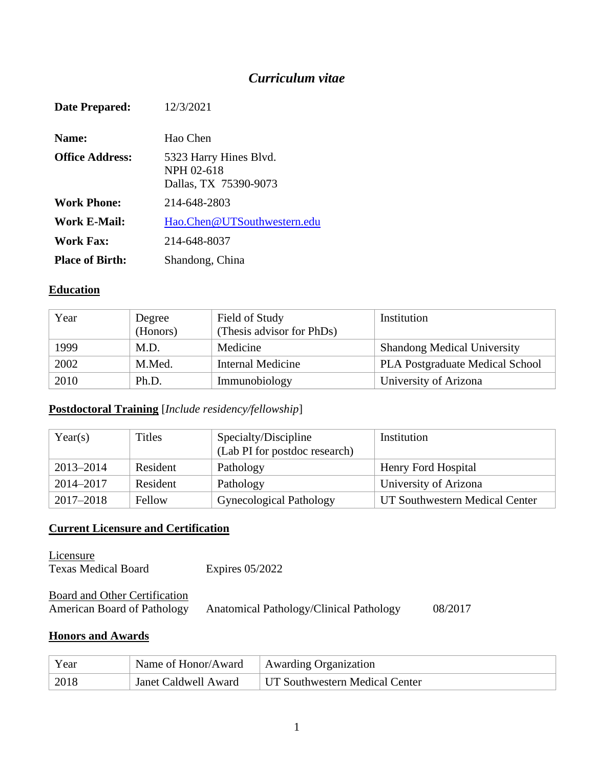# *Curriculum vitae*

| | |
|---|---|
| **Date Prepared:** | 12/3/2021 |
| **Name:** | Hao Chen |
| **Office Address:** | 5323 Harry Hines Blvd.<br>NPH 02-618<br>Dallas, TX  75390-9073 |
| **Work Phone:** | 214-648-2803 |
| **Work E-Mail:** | Hao.Chen@UTSouthwestern.edu |
| **Work Fax:** | 214-648-8037 |
| **Place of Birth:** | Shandong, China |

## Education

| Year | Degree (Honors) | Field of Study (Thesis advisor for PhDs) | Institution |
|---|---|---|---|
| 1999 | M.D. | Medicine | Shandong Medical University |
| 2002 | M.Med. | Internal Medicine | PLA Postgraduate Medical School |
| 2010 | Ph.D. | Immunobiology | University of Arizona |

## Postdoctoral Training [*Include residency/fellowship*]

| Year(s) | Titles | Specialty/Discipline (Lab PI for postdoc research) | Institution |
|---|---|---|---|
| 2013–2014 | Resident | Pathology | Henry Ford Hospital |
| 2014–2017 | Resident | Pathology | University of Arizona |
| 2017–2018 | Fellow | Gynecological Pathology | UT Southwestern Medical Center |

## Current Licensure and Certification

Licensure

Texas Medical Board — Expires 05/2022

Board and Other Certification

American Board of Pathology — Anatomical Pathology/Clinical Pathology — 08/2017

## Honors and Awards

| Year | Name of Honor/Award | Awarding Organization |
|---|---|---|
| 2018 | Janet Caldwell Award | UT Southwestern Medical Center |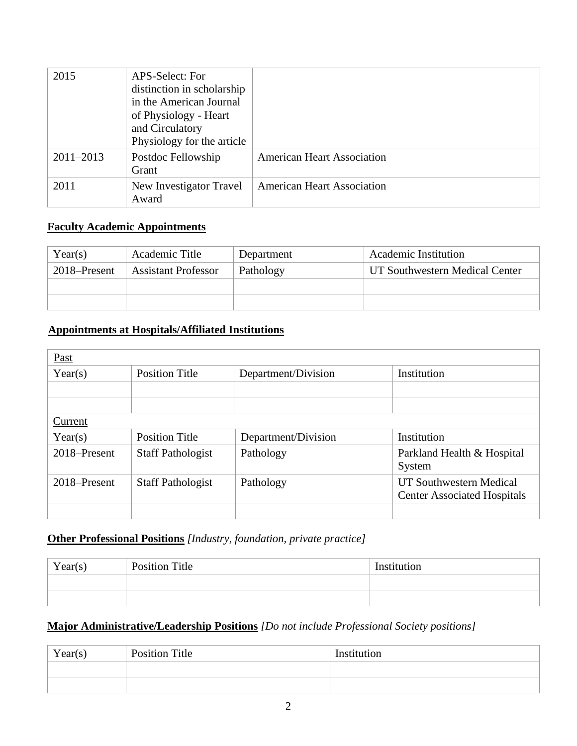| 2015 | APS-Select: For distinction in scholarship in the American Journal of Physiology - Heart and Circulatory Physiology for the article | |
|---|---|---|
| 2011–2013 | Postdoc Fellowship Grant | American Heart Association |
| 2011 | New Investigator Travel Award | American Heart Association |

**Faculty Academic Appointments**

| Year(s) | Academic Title | Department | Academic Institution |
|---|---|---|---|
| 2018–Present | Assistant Professor | Pathology | UT Southwestern Medical Center |
| | | | |
| | | | |

**Appointments at Hospitals/Affiliated Institutions**

| Past | | | |
|---|---|---|---|
| Year(s) | Position Title | Department/Division | Institution |
| | | | |
| | | | |
| Current | | | |
| Year(s) | Position Title | Department/Division | Institution |
| 2018–Present | Staff Pathologist | Pathology | Parkland Health & Hospital System |
| 2018–Present | Staff Pathologist | Pathology | UT Southwestern Medical Center Associated Hospitals |
| | | | |

**Other Professional Positions** *[Industry, foundation, private practice]*

| Year(s) | Position Title | Institution |
|---|---|---|
| | | |
| | | |

**Major Administrative/Leadership Positions** *[Do not include Professional Society positions]*

| Year(s) | Position Title | Institution |
|---|---|---|
| | | |
| | | |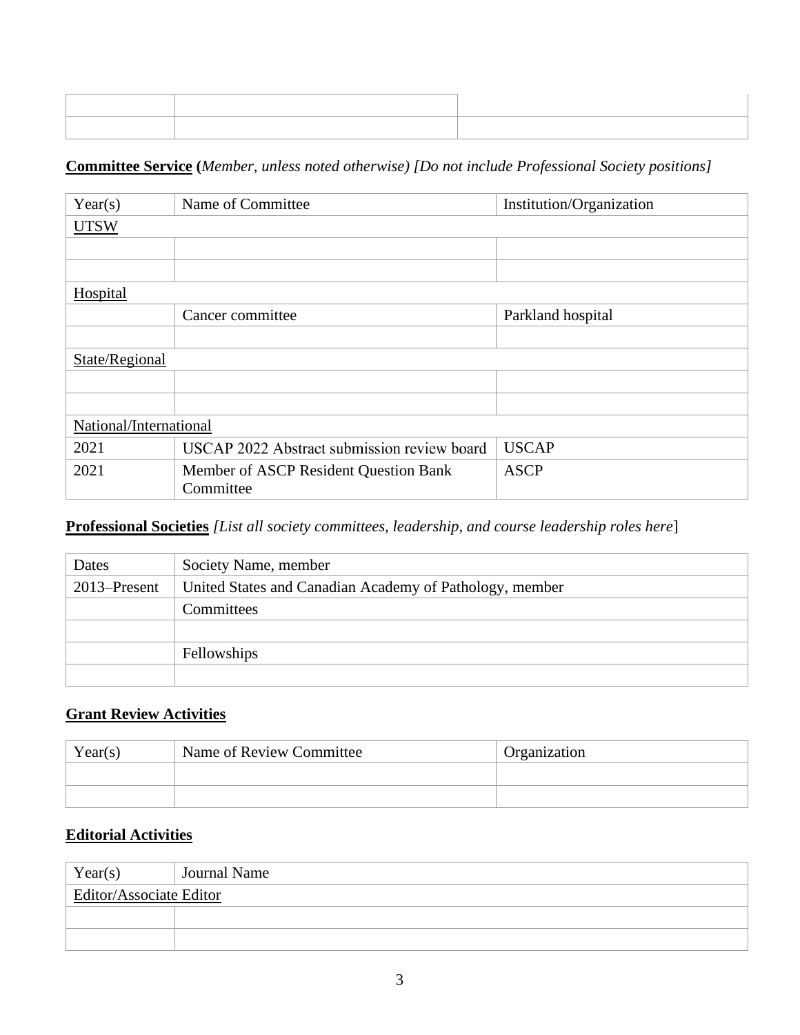| | | |
|---|---|---|
| | | |
| | | |

**Committee Service** (*Member, unless noted otherwise) [Do not include Professional Society positions]*

| Year(s) | Name of Committee | Institution/Organization |
|---|---|---|
| UTSW | | |
| | | |
| | | |
| Hospital | | |
| | Cancer committee | Parkland hospital |
| | | |
| State/Regional | | |
| | | |
| | | |
| National/International | | |
| 2021 | USCAP 2022 Abstract submission review board | USCAP |
| 2021 | Member of ASCP Resident Question Bank Committee | ASCP |

**Professional Societies** *[List all society committees, leadership, and course leadership roles here*]

| Dates | Society Name, member |
|---|---|
| 2013–Present | United States and Canadian Academy of Pathology, member |
| | Committees |
| | |
| | Fellowships |
| | |

**Grant Review Activities**

| Year(s) | Name of Review Committee | Organization |
|---|---|---|
| | | |
| | | |

**Editorial Activities**

| Year(s) | Journal Name |
|---|---|
| Editor/Associate Editor | |
| | |
| | |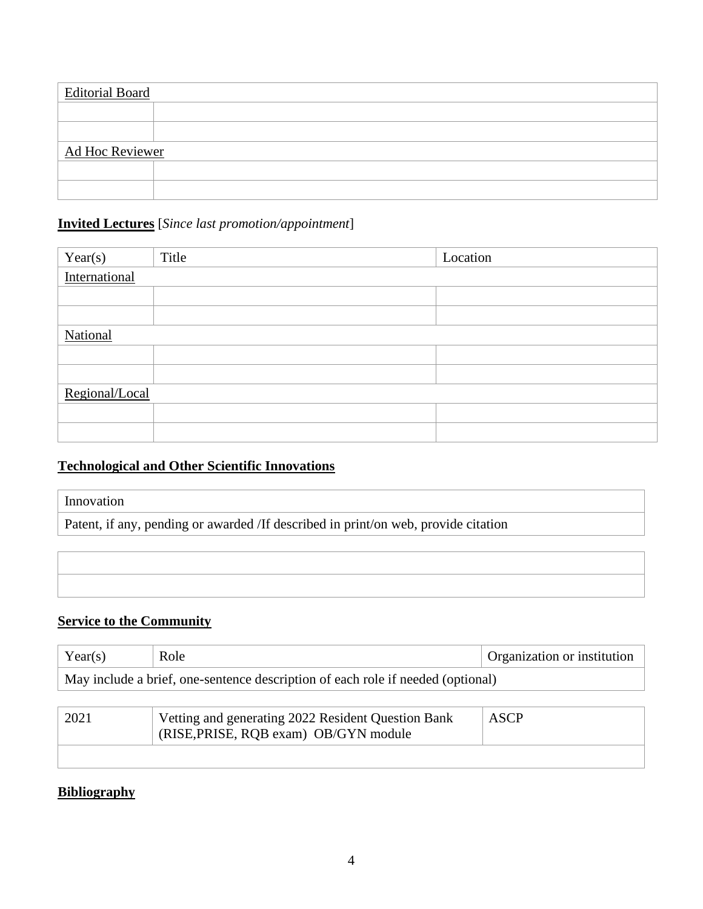| Editorial Board | |
|---|---|
| | |
| | |
| Ad Hoc Reviewer | |
| | |
| | |

**Invited Lectures** [*Since last promotion/appointment*]

| Year(s) | Title | Location |
|---|---|---|
| International | | |
| | | |
| | | |
| National | | |
| | | |
| | | |
| Regional/Local | | |
| | | |
| | | |

**Technological and Other Scientific Innovations**

| Innovation |
|---|
| Patent, if any, pending or awarded /If described in print/on web, provide citation |
| |
| |

**Service to the Community**

| Year(s) | Role | Organization or institution |
|---|---|---|
| May include a brief, one-sentence description of each role if needed (optional) | | |
| 2021 | Vetting and generating 2022 Resident Question Bank (RISE,PRISE, RQB exam) OB/GYN module | ASCP |
| | | |

**Bibliography**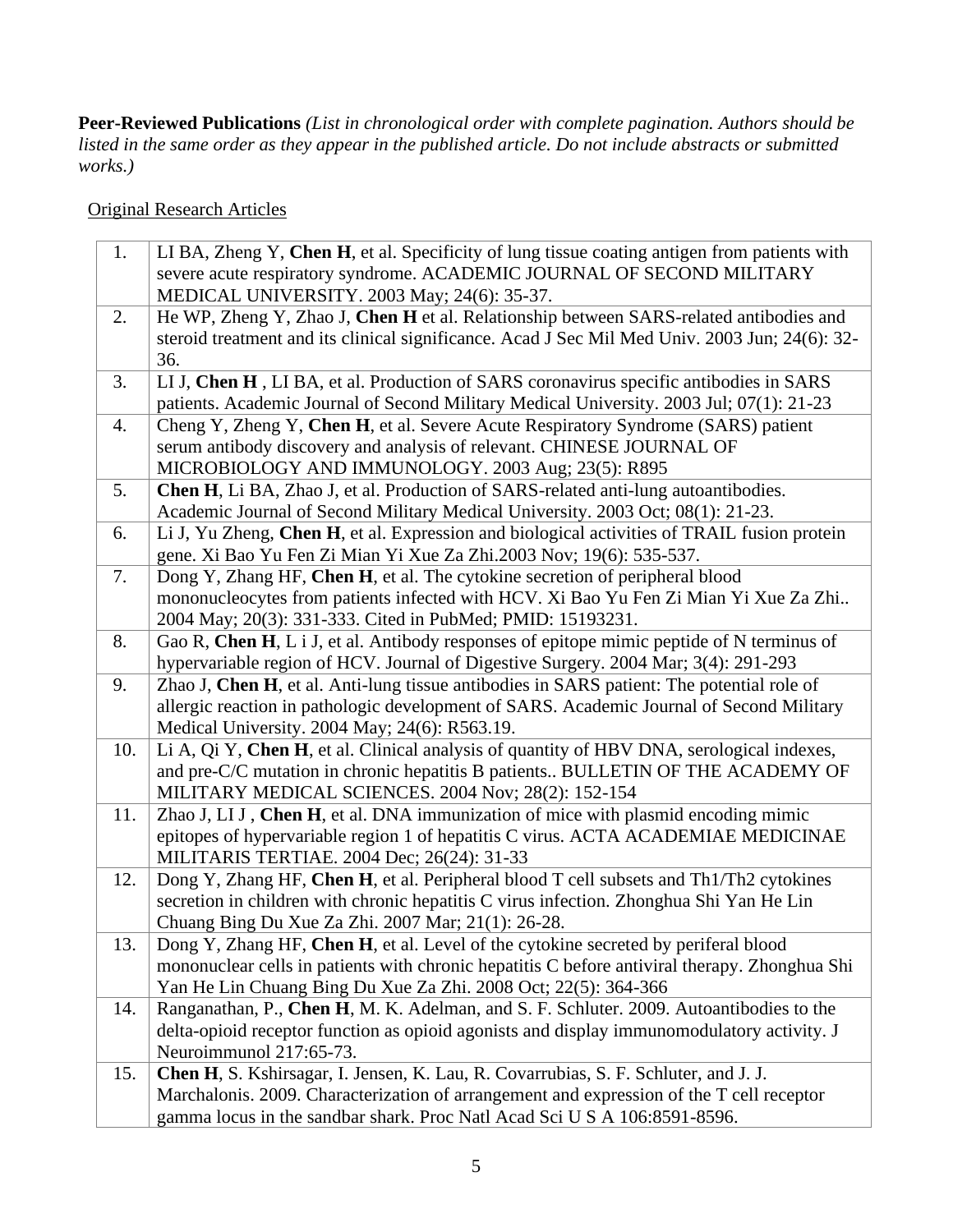**Peer-Reviewed Publications** *(List in chronological order with complete pagination. Authors should be listed in the same order as they appear in the published article. Do not include abstracts or submitted works.)*

Original Research Articles

| | |
|---|---|
| 1. | LI BA, Zheng Y, **Chen H**, et al. Specificity of lung tissue coating antigen from patients with severe acute respiratory syndrome. ACADEMIC JOURNAL OF SECOND MILITARY MEDICAL UNIVERSITY. 2003 May; 24(6): 35-37. |
| 2. | He WP, Zheng Y, Zhao J, **Chen H** et al. Relationship between SARS-related antibodies and steroid treatment and its clinical significance. Acad J Sec Mil Med Univ. 2003 Jun; 24(6): 32-36. |
| 3. | LI J, **Chen H** , LI BA, et al. Production of SARS coronavirus specific antibodies in SARS patients. Academic Journal of Second Military Medical University. 2003 Jul; 07(1): 21-23 |
| 4. | Cheng Y, Zheng Y, **Chen H**, et al. Severe Acute Respiratory Syndrome (SARS) patient serum antibody discovery and analysis of relevant. CHINESE JOURNAL OF MICROBIOLOGY AND IMMUNOLOGY. 2003 Aug; 23(5): R895 |
| 5. | **Chen H**, Li BA, Zhao J, et al. Production of SARS-related anti-lung autoantibodies. Academic Journal of Second Military Medical University. 2003 Oct; 08(1): 21-23. |
| 6. | Li J, Yu Zheng, **Chen H**, et al. Expression and biological activities of TRAIL fusion protein gene. Xi Bao Yu Fen Zi Mian Yi Xue Za Zhi.2003 Nov; 19(6): 535-537. |
| 7. | Dong Y, Zhang HF, **Chen H**, et al. The cytokine secretion of peripheral blood mononucleocytes from patients infected with HCV. Xi Bao Yu Fen Zi Mian Yi Xue Za Zhi.. 2004 May; 20(3): 331-333. Cited in PubMed; PMID: 15193231. |
| 8. | Gao R, **Chen H**, L i J, et al. Antibody responses of epitope mimic peptide of N terminus of hypervariable region of HCV. Journal of Digestive Surgery. 2004 Mar; 3(4): 291-293 |
| 9. | Zhao J, **Chen H**, et al. Anti-lung tissue antibodies in SARS patient: The potential role of allergic reaction in pathologic development of SARS. Academic Journal of Second Military Medical University. 2004 May; 24(6): R563.19. |
| 10. | Li A, Qi Y, **Chen H**, et al. Clinical analysis of quantity of HBV DNA, serological indexes, and pre-C/C mutation in chronic hepatitis B patients.. BULLETIN OF THE ACADEMY OF MILITARY MEDICAL SCIENCES. 2004 Nov; 28(2): 152-154 |
| 11. | Zhao J, LI J , **Chen H**, et al. DNA immunization of mice with plasmid encoding mimic epitopes of hypervariable region 1 of hepatitis C virus. ACTA ACADEMIAE MEDICINAE MILITARIS TERTIAE. 2004 Dec; 26(24): 31-33 |
| 12. | Dong Y, Zhang HF, **Chen H**, et al. Peripheral blood T cell subsets and Th1/Th2 cytokines secretion in children with chronic hepatitis C virus infection. Zhonghua Shi Yan He Lin Chuang Bing Du Xue Za Zhi. 2007 Mar; 21(1): 26-28. |
| 13. | Dong Y, Zhang HF, **Chen H**, et al. Level of the cytokine secreted by periferal blood mononuclear cells in patients with chronic hepatitis C before antiviral therapy. Zhonghua Shi Yan He Lin Chuang Bing Du Xue Za Zhi. 2008 Oct; 22(5): 364-366 |
| 14. | Ranganathan, P., **Chen H**, M. K. Adelman, and S. F. Schluter. 2009. Autoantibodies to the delta-opioid receptor function as opioid agonists and display immunomodulatory activity. J Neuroimmunol 217:65-73. |
| 15. | **Chen H**, S. Kshirsagar, I. Jensen, K. Lau, R. Covarrubias, S. F. Schluter, and J. J. Marchalonis. 2009. Characterization of arrangement and expression of the T cell receptor gamma locus in the sandbar shark. Proc Natl Acad Sci U S A 106:8591-8596. |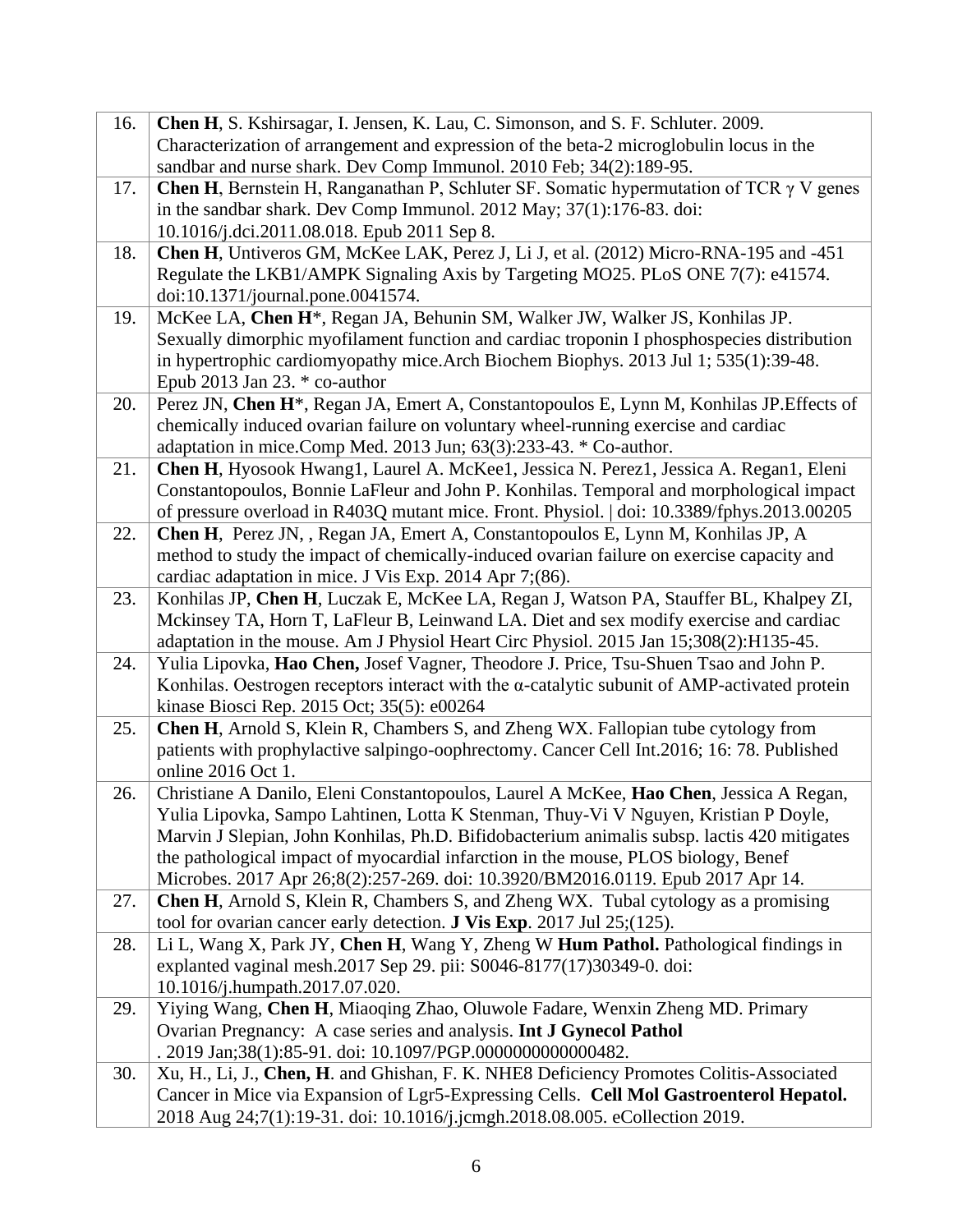| | |
|---|---|
| 16. | **Chen H**, S. Kshirsagar, I. Jensen, K. Lau, C. Simonson, and S. F. Schluter. 2009. Characterization of arrangement and expression of the beta-2 microglobulin locus in the sandbar and nurse shark. Dev Comp Immunol. 2010 Feb; 34(2):189-95. |
| 17. | **Chen H**, Bernstein H, Ranganathan P, Schluter SF. Somatic hypermutation of TCR γ V genes in the sandbar shark. Dev Comp Immunol. 2012 May; 37(1):176-83. doi: 10.1016/j.dci.2011.08.018. Epub 2011 Sep 8. |
| 18. | **Chen H**, Untiveros GM, McKee LAK, Perez J, Li J, et al. (2012) Micro-RNA-195 and -451 Regulate the LKB1/AMPK Signaling Axis by Targeting MO25. PLoS ONE 7(7): e41574. doi:10.1371/journal.pone.0041574. |
| 19. | McKee LA, **Chen H***, Regan JA, Behunin SM, Walker JW, Walker JS, Konhilas JP. Sexually dimorphic myofilament function and cardiac troponin I phosphospecies distribution in hypertrophic cardiomyopathy mice.Arch Biochem Biophys. 2013 Jul 1; 535(1):39-48. Epub 2013 Jan 23. * co-author |
| 20. | Perez JN, **Chen H***, Regan JA, Emert A, Constantopoulos E, Lynn M, Konhilas JP.Effects of chemically induced ovarian failure on voluntary wheel-running exercise and cardiac adaptation in mice.Comp Med. 2013 Jun; 63(3):233-43. * Co-author. |
| 21. | **Chen H**, Hyosook Hwang1, Laurel A. McKee1, Jessica N. Perez1, Jessica A. Regan1, Eleni Constantopoulos, Bonnie LaFleur and John P. Konhilas. Temporal and morphological impact of pressure overload in R403Q mutant mice. Front. Physiol. \| doi: 10.3389/fphys.2013.00205 |
| 22. | **Chen H**, Perez JN, , Regan JA, Emert A, Constantopoulos E, Lynn M, Konhilas JP, A method to study the impact of chemically-induced ovarian failure on exercise capacity and cardiac adaptation in mice. J Vis Exp. 2014 Apr 7;(86). |
| 23. | Konhilas JP, **Chen H**, Luczak E, McKee LA, Regan J, Watson PA, Stauffer BL, Khalpey ZI, Mckinsey TA, Horn T, LaFleur B, Leinwand LA. Diet and sex modify exercise and cardiac adaptation in the mouse. Am J Physiol Heart Circ Physiol. 2015 Jan 15;308(2):H135-45. |
| 24. | Yulia Lipovka, **Hao Chen,** Josef Vagner, Theodore J. Price, Tsu-Shuen Tsao and John P. Konhilas. Oestrogen receptors interact with the α-catalytic subunit of AMP-activated protein kinase Biosci Rep. 2015 Oct; 35(5): e00264 |
| 25. | **Chen H**, Arnold S, Klein R, Chambers S, and Zheng WX. Fallopian tube cytology from patients with prophylactive salpingo-oophrectomy. Cancer Cell Int.2016; 16: 78. Published online 2016 Oct 1. |
| 26. | Christiane A Danilo, Eleni Constantopoulos, Laurel A McKee, **Hao Chen**, Jessica A Regan, Yulia Lipovka, Sampo Lahtinen, Lotta K Stenman, Thuy-Vi V Nguyen, Kristian P Doyle, Marvin J Slepian, John Konhilas, Ph.D. Bifidobacterium animalis subsp. lactis 420 mitigates the pathological impact of myocardial infarction in the mouse, PLOS biology, Benef Microbes. 2017 Apr 26;8(2):257-269. doi: 10.3920/BM2016.0119. Epub 2017 Apr 14. |
| 27. | **Chen H**, Arnold S, Klein R, Chambers S, and Zheng WX. Tubal cytology as a promising tool for ovarian cancer early detection. **J Vis Exp**. 2017 Jul 25;(125). |
| 28. | Li L, Wang X, Park JY, **Chen H**, Wang Y, Zheng W **Hum Pathol.** Pathological findings in explanted vaginal mesh.2017 Sep 29. pii: S0046-8177(17)30349-0. doi: 10.1016/j.humpath.2017.07.020. |
| 29. | Yiying Wang, **Chen H**, Miaoqing Zhao, Oluwole Fadare, Wenxin Zheng MD. Primary Ovarian Pregnancy: A case series and analysis. **Int J Gynecol Pathol** . 2019 Jan;38(1):85-91. doi: 10.1097/PGP.0000000000000482. |
| 30. | Xu, H., Li, J., **Chen, H**. and Ghishan, F. K. NHE8 Deficiency Promotes Colitis-Associated Cancer in Mice via Expansion of Lgr5-Expressing Cells. **Cell Mol Gastroenterol Hepatol.** 2018 Aug 24;7(1):19-31. doi: 10.1016/j.jcmgh.2018.08.005. eCollection 2019. |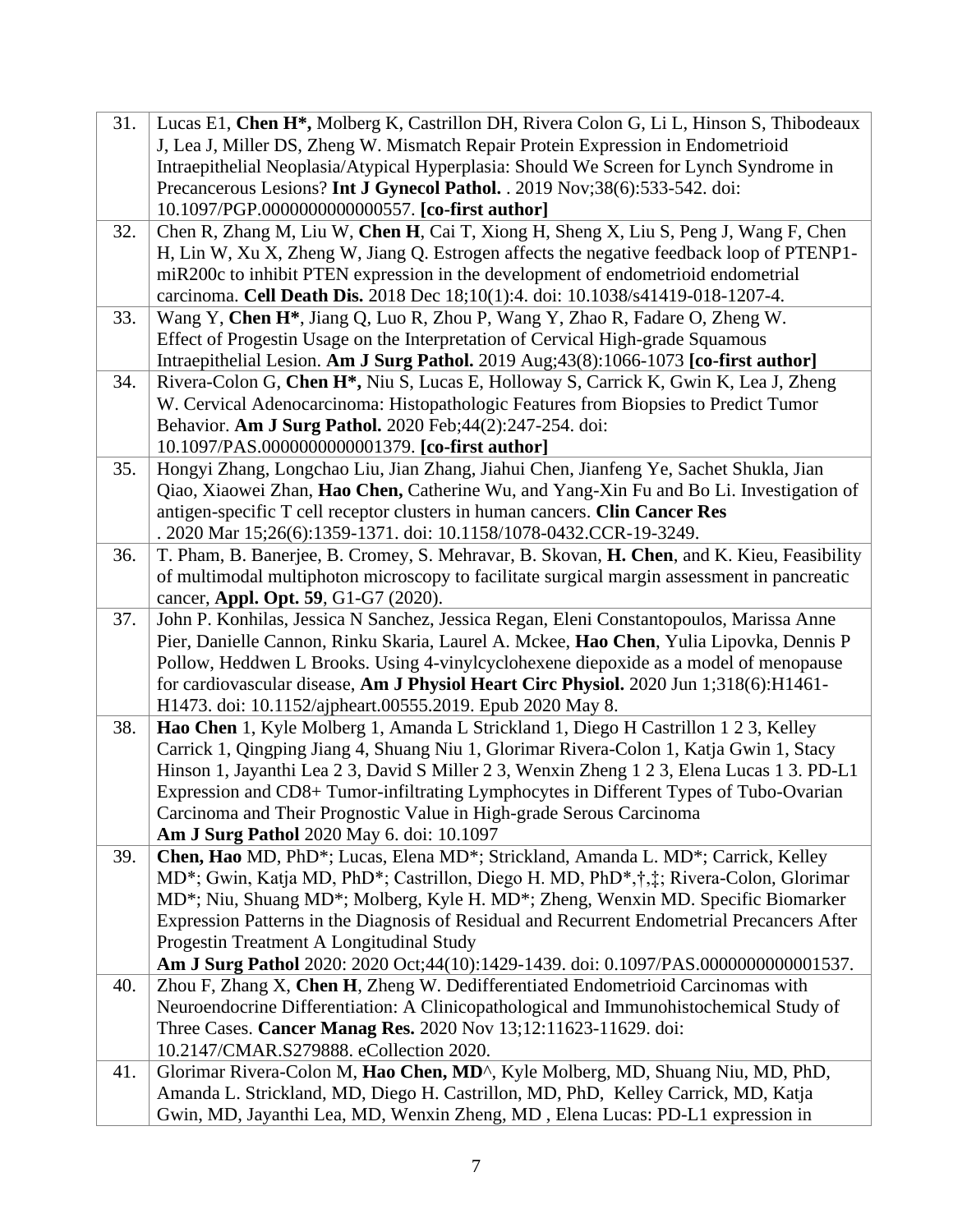| | |
|---|---|
| 31. | Lucas E1, **Chen H*,** Molberg K, Castrillon DH, Rivera Colon G, Li L, Hinson S, Thibodeaux J, Lea J, Miller DS, Zheng W. Mismatch Repair Protein Expression in Endometrioid Intraepithelial Neoplasia/Atypical Hyperplasia: Should We Screen for Lynch Syndrome in Precancerous Lesions? **Int J Gynecol Pathol.** . 2019 Nov;38(6):533-542. doi: 10.1097/PGP.0000000000000557. **[co-first author]** |
| 32. | Chen R, Zhang M, Liu W, **Chen H**, Cai T, Xiong H, Sheng X, Liu S, Peng J, Wang F, Chen H, Lin W, Xu X, Zheng W, Jiang Q. Estrogen affects the negative feedback loop of PTENP1-miR200c to inhibit PTEN expression in the development of endometrioid endometrial carcinoma. **Cell Death Dis.** 2018 Dec 18;10(1):4. doi: 10.1038/s41419-018-1207-4. |
| 33. | Wang Y, **Chen H***, Jiang Q, Luo R, Zhou P, Wang Y, Zhao R, Fadare O, Zheng W. Effect of Progestin Usage on the Interpretation of Cervical High-grade Squamous Intraepithelial Lesion. **Am J Surg Pathol.** 2019 Aug;43(8):1066-1073 **[co-first author]** |
| 34. | Rivera-Colon G, **Chen H*,** Niu S, Lucas E, Holloway S, Carrick K, Gwin K, Lea J, Zheng W. Cervical Adenocarcinoma: Histopathologic Features from Biopsies to Predict Tumor Behavior. **Am J Surg Pathol.** 2020 Feb;44(2):247-254. doi: 10.1097/PAS.0000000000001379. **[co-first author]** |
| 35. | Hongyi Zhang, Longchao Liu, Jian Zhang, Jiahui Chen, Jianfeng Ye, Sachet Shukla, Jian Qiao, Xiaowei Zhan, **Hao Chen,** Catherine Wu, and Yang-Xin Fu and Bo Li. Investigation of antigen-specific T cell receptor clusters in human cancers. **Clin Cancer Res** . 2020 Mar 15;26(6):1359-1371. doi: 10.1158/1078-0432.CCR-19-3249. |
| 36. | T. Pham, B. Banerjee, B. Cromey, S. Mehravar, B. Skovan, **H. Chen**, and K. Kieu, Feasibility of multimodal multiphoton microscopy to facilitate surgical margin assessment in pancreatic cancer, **Appl. Opt. 59**, G1-G7 (2020). |
| 37. | John P. Konhilas, Jessica N Sanchez, Jessica Regan, Eleni Constantopoulos, Marissa Anne Pier, Danielle Cannon, Rinku Skaria, Laurel A. Mckee, **Hao Chen**, Yulia Lipovka, Dennis P Pollow, Heddwen L Brooks. Using 4-vinylcyclohexene diepoxide as a model of menopause for cardiovascular disease, **Am J Physiol Heart Circ Physiol.** 2020 Jun 1;318(6):H1461-H1473. doi: 10.1152/ajpheart.00555.2019. Epub 2020 May 8. |
| 38. | **Hao Chen** 1, Kyle Molberg 1, Amanda L Strickland 1, Diego H Castrillon 1 2 3, Kelley Carrick 1, Qingping Jiang 4, Shuang Niu 1, Glorimar Rivera-Colon 1, Katja Gwin 1, Stacy Hinson 1, Jayanthi Lea 2 3, David S Miller 2 3, Wenxin Zheng 1 2 3, Elena Lucas 1 3. PD-L1 Expression and CD8+ Tumor-infiltrating Lymphocytes in Different Types of Tubo-Ovarian Carcinoma and Their Prognostic Value in High-grade Serous Carcinoma **Am J Surg Pathol** 2020 May 6. doi: 10.1097 |
| 39. | **Chen, Hao** MD, PhD*; Lucas, Elena MD*; Strickland, Amanda L. MD*; Carrick, Kelley MD*; Gwin, Katja MD, PhD*; Castrillon, Diego H. MD, PhD*,†,‡; Rivera-Colon, Glorimar MD*; Niu, Shuang MD*; Molberg, Kyle H. MD*; Zheng, Wenxin MD. Specific Biomarker Expression Patterns in the Diagnosis of Residual and Recurrent Endometrial Precancers After Progestin Treatment A Longitudinal Study **Am J Surg Pathol** 2020: 2020 Oct;44(10):1429-1439. doi: 0.1097/PAS.0000000000001537. |
| 40. | Zhou F, Zhang X, **Chen H**, Zheng W. Dedifferentiated Endometrioid Carcinomas with Neuroendocrine Differentiation: A Clinicopathological and Immunohistochemical Study of Three Cases. **Cancer Manag Res.** 2020 Nov 13;12:11623-11629. doi: 10.2147/CMAR.S279888. eCollection 2020. |
| 41. | Glorimar Rivera-Colon M, **Hao Chen, MD**^, Kyle Molberg, MD, Shuang Niu, MD, PhD, Amanda L. Strickland, MD, Diego H. Castrillon, MD, PhD, Kelley Carrick, MD, Katja Gwin, MD, Jayanthi Lea, MD, Wenxin Zheng, MD , Elena Lucas: PD-L1 expression in |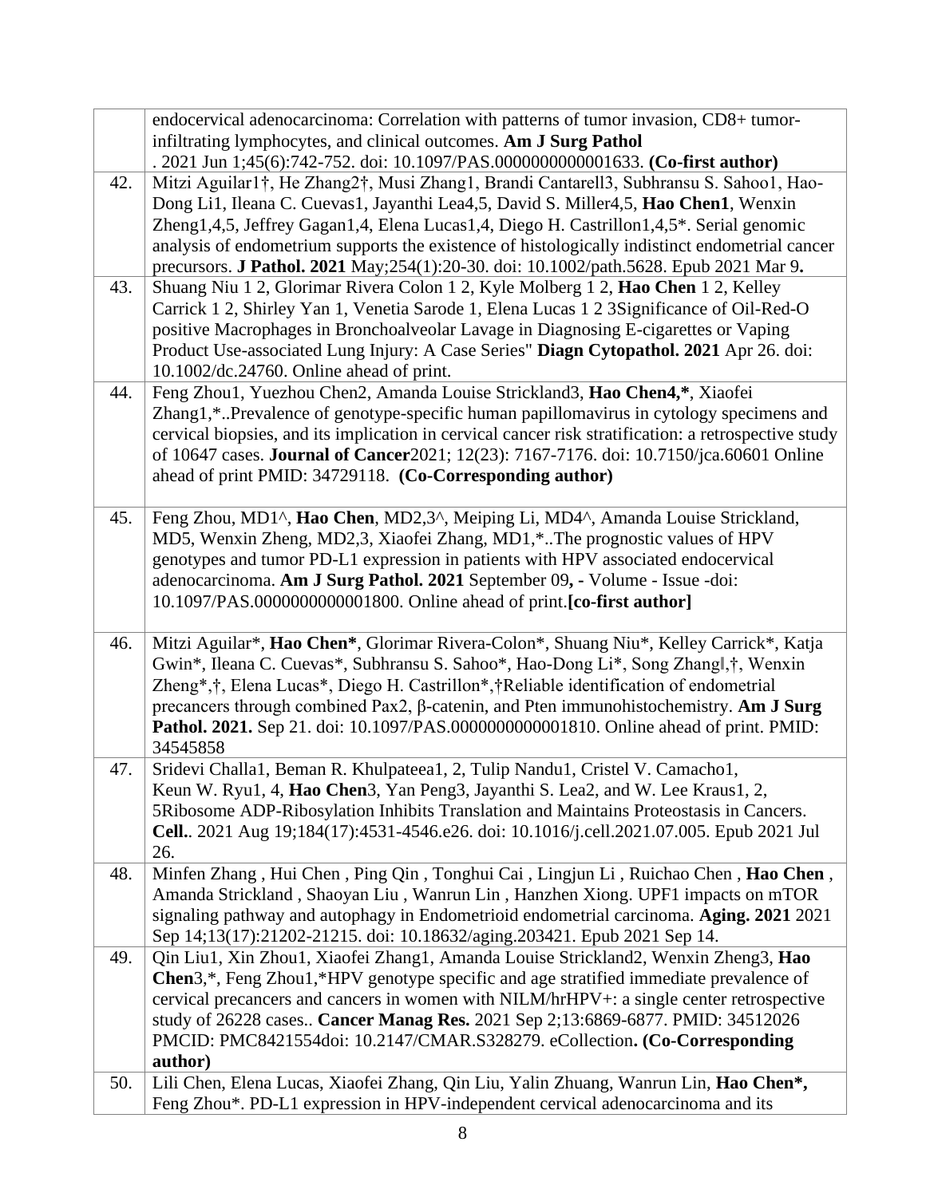| | |
|---|---|
| | endocervical adenocarcinoma: Correlation with patterns of tumor invasion, CD8+ tumor-infiltrating lymphocytes, and clinical outcomes. **Am J Surg Pathol** . 2021 Jun 1;45(6):742-752. doi: 10.1097/PAS.0000000000001633. **(Co-first author)** |
| 42. | Mitzi Aguilar1†, He Zhang2†, Musi Zhang1, Brandi Cantarell3, Subhransu S. Sahoo1, Hao-Dong Li1, Ileana C. Cuevas1, Jayanthi Lea4,5, David S. Miller4,5, **Hao Chen1**, Wenxin Zheng1,4,5, Jeffrey Gagan1,4, Elena Lucas1,4, Diego H. Castrillon1,4,5*. Serial genomic analysis of endometrium supports the existence of histologically indistinct endometrial cancer precursors. **J Pathol. 2021** May;254(1):20-30. doi: 10.1002/path.5628. Epub 2021 Mar 9**.** |
| 43. | Shuang Niu 1 2, Glorimar Rivera Colon 1 2, Kyle Molberg 1 2, **Hao Chen** 1 2, Kelley Carrick 1 2, Shirley Yan 1, Venetia Sarode 1, Elena Lucas 1 2 3Significance of Oil-Red-O positive Macrophages in Bronchoalveolar Lavage in Diagnosing E-cigarettes or Vaping Product Use-associated Lung Injury: A Case Series" **Diagn Cytopathol. 2021** Apr 26. doi: 10.1002/dc.24760. Online ahead of print. |
| 44. | Feng Zhou1, Yuezhou Chen2, Amanda Louise Strickland3, **Hao Chen4,***, Xiaofei Zhang1,*..Prevalence of genotype-specific human papillomavirus in cytology specimens and cervical biopsies, and its implication in cervical cancer risk stratification: a retrospective study of 10647 cases. **Journal of Cancer**2021; 12(23): 7167-7176. doi: 10.7150/jca.60601 Online ahead of print PMID: 34729118. **(Co-Corresponding author)** |
| 45. | Feng Zhou, MD1^, **Hao Chen**, MD2,3^, Meiping Li, MD4^, Amanda Louise Strickland, MD5, Wenxin Zheng, MD2,3, Xiaofei Zhang, MD1,*..The prognostic values of HPV genotypes and tumor PD-L1 expression in patients with HPV associated endocervical adenocarcinoma. **Am J Surg Pathol. 2021** September 09**,** - Volume - Issue -doi: 10.1097/PAS.0000000000001800. Online ahead of print.**[co-first author]** |
| 46. | Mitzi Aguilar*, **Hao Chen***, Glorimar Rivera-Colon*, Shuang Niu*, Kelley Carrick*, Katja Gwin*, Ileana C. Cuevas*, Subhransu S. Sahoo*, Hao-Dong Li*, Song Zhang‖,†, Wenxin Zheng*,†, Elena Lucas*, Diego H. Castrillon*,†Reliable identification of endometrial precancers through combined Pax2, β-catenin, and Pten immunohistochemistry. **Am J Surg Pathol. 2021.** Sep 21. doi: 10.1097/PAS.0000000000001810. Online ahead of print. PMID: 34545858 |
| 47. | Sridevi Challa1, Beman R. Khulpateea1, 2, Tulip Nandu1, Cristel V. Camacho1, Keun W. Ryu1, 4, **Hao Chen**3, Yan Peng3, Jayanthi S. Lea2, and W. Lee Kraus1, 2, 5Ribosome ADP-Ribosylation Inhibits Translation and Maintains Proteostasis in Cancers. **Cell.**. 2021 Aug 19;184(17):4531-4546.e26. doi: 10.1016/j.cell.2021.07.005. Epub 2021 Jul 26. |
| 48. | Minfen Zhang , Hui Chen , Ping Qin , Tonghui Cai , Lingjun Li , Ruichao Chen , **Hao Chen** , Amanda Strickland , Shaoyan Liu , Wanrun Lin , Hanzhen Xiong. UPF1 impacts on mTOR signaling pathway and autophagy in Endometrioid endometrial carcinoma. **Aging. 2021** 2021 Sep 14;13(17):21202-21215. doi: 10.18632/aging.203421. Epub 2021 Sep 14. |
| 49. | Qin Liu1, Xin Zhou1, Xiaofei Zhang1, Amanda Louise Strickland2, Wenxin Zheng3, **Hao Chen**3,*, Feng Zhou1,*HPV genotype specific and age stratified immediate prevalence of cervical precancers and cancers in women with NILM/hrHPV+: a single center retrospective study of 26228 cases.. **Cancer Manag Res.** 2021 Sep 2;13:6869-6877. PMID: 34512026 PMCID: PMC8421554doi: 10.2147/CMAR.S328279. eCollection**. (Co-Corresponding author)** |
| 50. | Lili Chen, Elena Lucas, Xiaofei Zhang, Qin Liu, Yalin Zhuang, Wanrun Lin, **Hao Chen*,** Feng Zhou*. PD-L1 expression in HPV-independent cervical adenocarcinoma and its |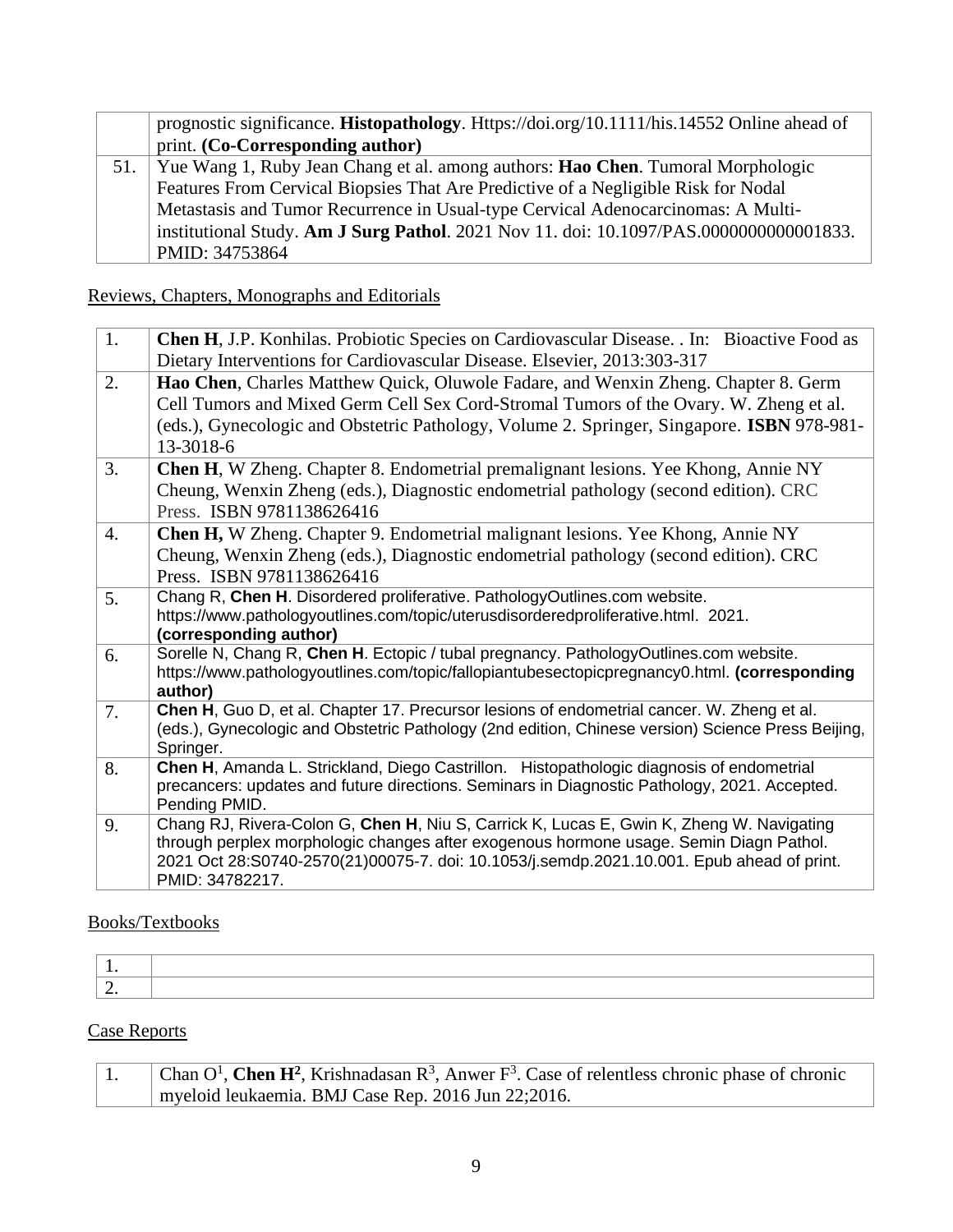|  | prognostic significance. **Histopathology**. Https://doi.org/10.1111/his.14552 Online ahead of print. **(Co-Corresponding author)** |
|---|---|
| 51. | Yue Wang 1, Ruby Jean Chang et al. among authors: **Hao Chen**. Tumoral Morphologic Features From Cervical Biopsies That Are Predictive of a Negligible Risk for Nodal Metastasis and Tumor Recurrence in Usual-type Cervical Adenocarcinomas: A Multi-institutional Study. **Am J Surg Pathol**. 2021 Nov 11. doi: 10.1097/PAS.0000000000001833. PMID: 34753864 |

## Reviews, Chapters, Monographs and Editorials

| | |
|---|---|
| 1. | **Chen H**, J.P. Konhilas. Probiotic Species on Cardiovascular Disease. . In: Bioactive Food as Dietary Interventions for Cardiovascular Disease. Elsevier, 2013:303-317 |
| 2. | **Hao Chen**, Charles Matthew Quick, Oluwole Fadare, and Wenxin Zheng. Chapter 8. Germ Cell Tumors and Mixed Germ Cell Sex Cord-Stromal Tumors of the Ovary. W. Zheng et al. (eds.), Gynecologic and Obstetric Pathology, Volume 2. Springer, Singapore. **ISBN** 978-981-13-3018-6 |
| 3. | **Chen H**, W Zheng. Chapter 8. Endometrial premalignant lesions. Yee Khong, Annie NY Cheung, Wenxin Zheng (eds.), Diagnostic endometrial pathology (second edition). CRC Press. ISBN 9781138626416 |
| 4. | **Chen H,** W Zheng. Chapter 9. Endometrial malignant lesions. Yee Khong, Annie NY Cheung, Wenxin Zheng (eds.), Diagnostic endometrial pathology (second edition). CRC Press. ISBN 9781138626416 |
| 5. | Chang R, **Chen H**. Disordered proliferative. PathologyOutlines.com website. https://www.pathologyoutlines.com/topic/uterusdisorderedproliferative.html. 2021. **(corresponding author)** |
| 6. | Sorelle N, Chang R, **Chen H**. Ectopic / tubal pregnancy. PathologyOutlines.com website. https://www.pathologyoutlines.com/topic/fallopiantubesectopicpregnancy0.html. **(corresponding author)** |
| 7. | **Chen H**, Guo D, et al. Chapter 17. Precursor lesions of endometrial cancer. W. Zheng et al. (eds.), Gynecologic and Obstetric Pathology (2nd edition, Chinese version) Science Press Beijing, Springer. |
| 8. | **Chen H**, Amanda L. Strickland, Diego Castrillon. Histopathologic diagnosis of endometrial precancers: updates and future directions. Seminars in Diagnostic Pathology, 2021. Accepted. Pending PMID. |
| 9. | Chang RJ, Rivera-Colon G, **Chen H**, Niu S, Carrick K, Lucas E, Gwin K, Zheng W. Navigating through perplex morphologic changes after exogenous hormone usage. Semin Diagn Pathol. 2021 Oct 28:S0740-2570(21)00075-7. doi: 10.1053/j.semdp.2021.10.001. Epub ahead of print. PMID: 34782217. |

## Books/Textbooks

| | |
|---|---|
| 1. | |
| 2. | |

## Case Reports

| | |
|---|---|
| 1. | Chan O[1], **Chen H[2]**, Krishnadasan R[3], Anwer F[3]. Case of relentless chronic phase of chronic myeloid leukaemia. BMJ Case Rep. 2016 Jun 22;2016. |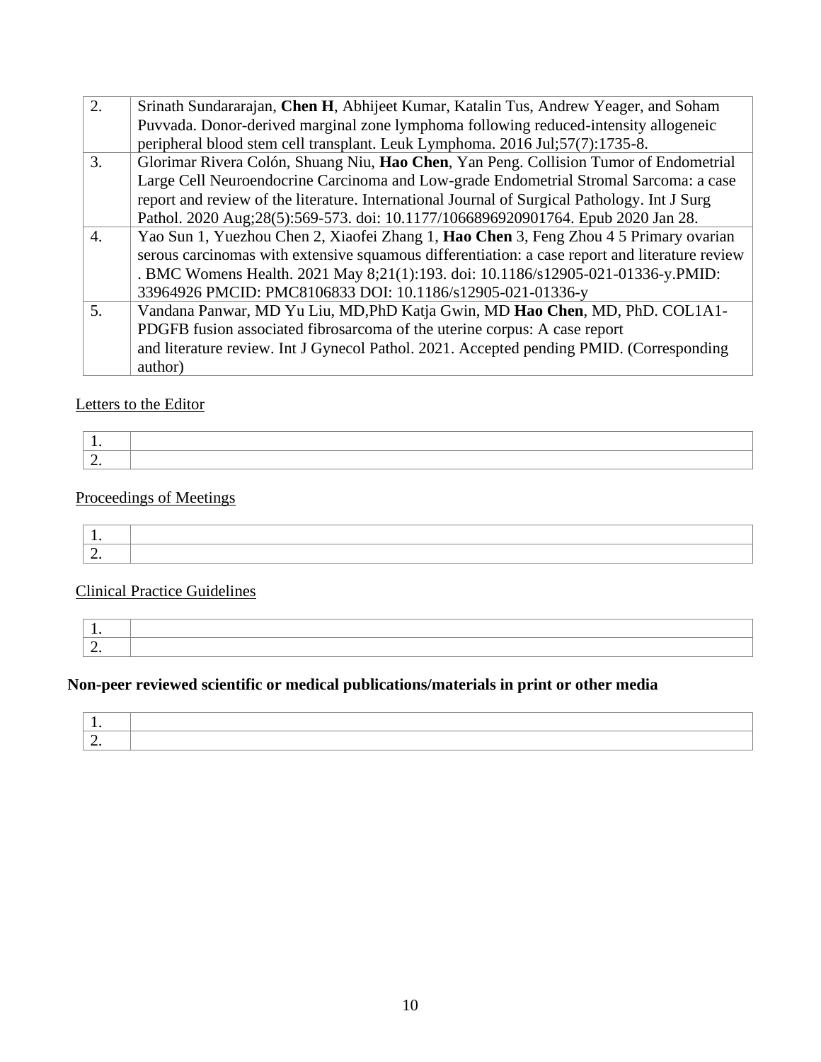| | |
|---|---|
| 2. | Srinath Sundararajan, **Chen H**, Abhijeet Kumar, Katalin Tus, Andrew Yeager, and Soham Puvvada. Donor-derived marginal zone lymphoma following reduced-intensity allogeneic peripheral blood stem cell transplant. Leuk Lymphoma. 2016 Jul;57(7):1735-8. |
| 3. | Glorimar Rivera Colón, Shuang Niu, **Hao Chen**, Yan Peng. Collision Tumor of Endometrial Large Cell Neuroendocrine Carcinoma and Low-grade Endometrial Stromal Sarcoma: a case report and review of the literature. International Journal of Surgical Pathology. Int J Surg Pathol. 2020 Aug;28(5):569-573. doi: 10.1177/1066896920901764. Epub 2020 Jan 28. |
| 4. | Yao Sun 1, Yuezhou Chen 2, Xiaofei Zhang 1, **Hao Chen** 3, Feng Zhou 4 5 Primary ovarian serous carcinomas with extensive squamous differentiation: a case report and literature review . BMC Womens Health. 2021 May 8;21(1):193. doi: 10.1186/s12905-021-01336-y.PMID: 33964926 PMCID: PMC8106833 DOI: 10.1186/s12905-021-01336-y |
| 5. | Vandana Panwar, MD Yu Liu, MD,PhD Katja Gwin, MD **Hao Chen**, MD, PhD. COL1A1-PDGFB fusion associated fibrosarcoma of the uterine corpus: A case report and literature review. Int J Gynecol Pathol. 2021. Accepted pending PMID. (Corresponding author) |

Letters to the Editor

| | |
|---|---|
| 1. | |
| 2. | |

Proceedings of Meetings

| | |
|---|---|
| 1. | |
| 2. | |

Clinical Practice Guidelines

| | |
|---|---|
| 1. | |
| 2. | |

**Non-peer reviewed scientific or medical publications/materials in print or other media**

| | |
|---|---|
| 1. | |
| 2. | |